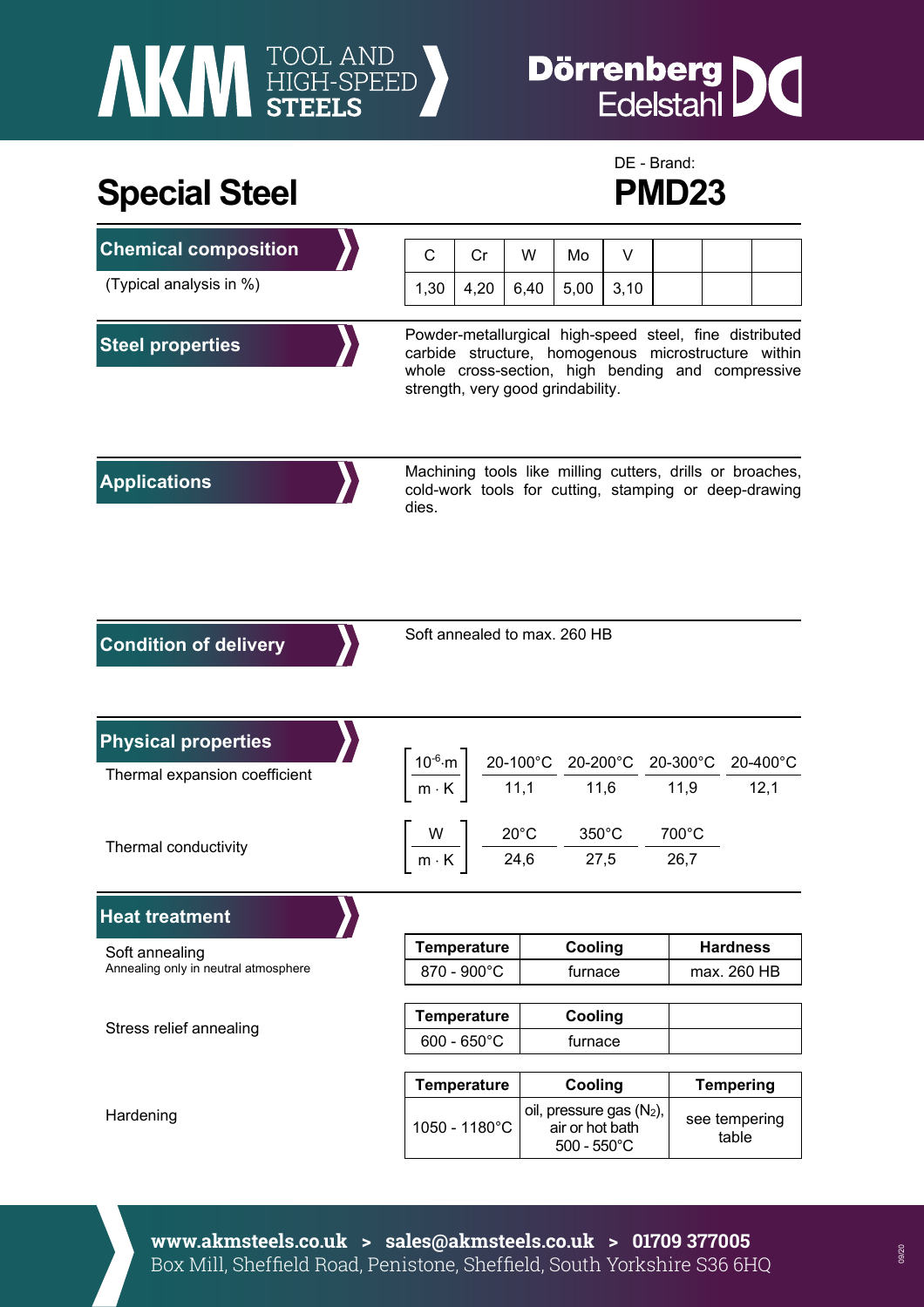# Special Steel

DE - Brand:

**PMD23**

## Chemical composition

(Typical analysis in %)

| C | Cr | W | Mo | V | | | |
|---|---|---|---|---|---|---|---|
| 1,30 | 4,20 | 6,40 | 5,00 | 3,10 | | | |

## Steel properties

Powder-metallurgical high-speed steel, fine distributed carbide structure, homogenous microstructure within whole cross-section, high bending and compressive strength, very good grindability.

## Applications

Machining tools like milling cutters, drills or broaches, cold-work tools for cutting, stamping or deep-drawing dies.

## Condition of delivery

Soft annealed to max. 260 HB

## Physical properties

Thermal expansion coefficient

| $\left[\frac{10^{-6} \cdot m}{m \cdot K}\right]$ | 20-100°C | 20-200°C | 20-300°C | 20-400°C |
|---|---|---|---|---|
| | 11,1 | 11,6 | 11,9 | 12,1 |

Thermal conductivity

| $\left[\frac{W}{m \cdot K}\right]$ | 20°C | 350°C | 700°C |
|---|---|---|---|
| | 24,6 | 27,5 | 26,7 |

## Heat treatment

Soft annealing
Annealing only in neutral atmosphere

| Temperature | Cooling | Hardness |
|---|---|---|
| 870 - 900°C | furnace | max. 260 HB |

Stress relief annealing

| Temperature | Cooling | |
|---|---|---|
| 600 - 650°C | furnace | |

Hardening

| Temperature | Cooling | Tempering |
|---|---|---|
| 1050 - 1180°C | oil, pressure gas ($N_2$), air or hot bath 500 - 550°C | see tempering table |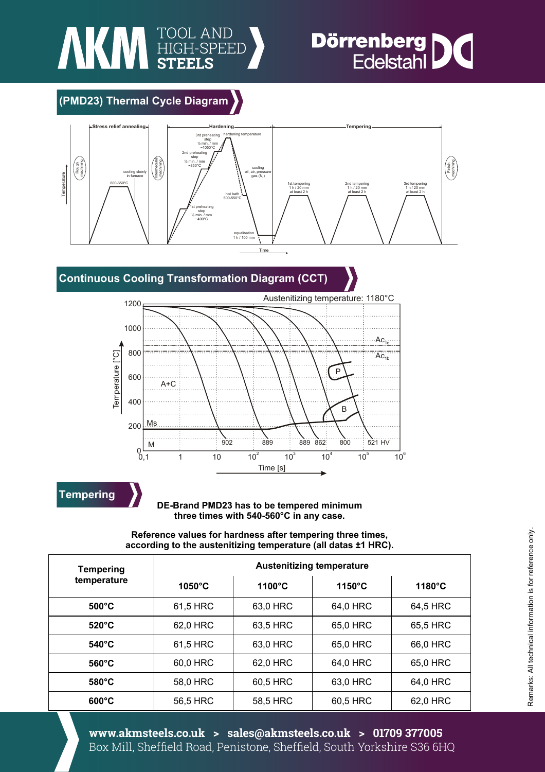## (PMD23) Thermal Cycle Diagram

Stress relief annealing

Hardening

Tempering

Rough machining

Intermediate machining

Finish machining

Temperature

Time

600-650°C

cooling slowly in furnace

1st preheating step ½ min. / mm ~400°C

2nd preheating step ½ min. / mm ~850°C

3rd preheating step ½ min. / mm ~1050°C

hardening temperature

cooling oil, air, pressure gas ($N_2$)

hot bath 500-550°C

equalisation 1 h / 100 mm

1st tempering 1 h / 20 mm at least 2 h

2nd tempering 1 h / 20 mm at least 2 h

3rd tempering 1 h / 20 mm at least 2 h

## Continuous Cooling Transformation Diagram (CCT)

Austenitizing temperature: 1180°C

Temperature [°C]

Time [s]

1200, 1000, 800, 600, 400, 200, 0

0,1, 1, 10, $10^2$, $10^3$, $10^4$, $10^5$, $10^6$

$Ac_{1e}$

$Ac_{1b}$

A+C

P

B

Ms

M

902, 889, 889, 862, 800, 521 HV

## Tempering

**DE-Brand PMD23 has to be tempered minimum three times with 540-560°C in any case.**

**Reference values for hardness after tempering three times, according to the austenitizing temperature (all datas ±1 HRC).**

| Tempering temperature | Austenitizing temperature | | | |
|---|---|---|---|---|
| | **1050°C** | **1100°C** | **1150°C** | **1180°C** |
| **500°C** | 61,5 HRC | 63,0 HRC | 64,0 HRC | 64,5 HRC |
| **520°C** | 62,0 HRC | 63,5 HRC | 65,0 HRC | 65,5 HRC |
| **540°C** | 61,5 HRC | 63,0 HRC | 65,0 HRC | 66,0 HRC |
| **560°C** | 60,0 HRC | 62,0 HRC | 64,0 HRC | 65,0 HRC |
| **580°C** | 58,0 HRC | 60,5 HRC | 63,0 HRC | 64,0 HRC |
| **600°C** | 56,5 HRC | 58,5 HRC | 60,5 HRC | 62,0 HRC |

Remarks: All technical information is for reference only.